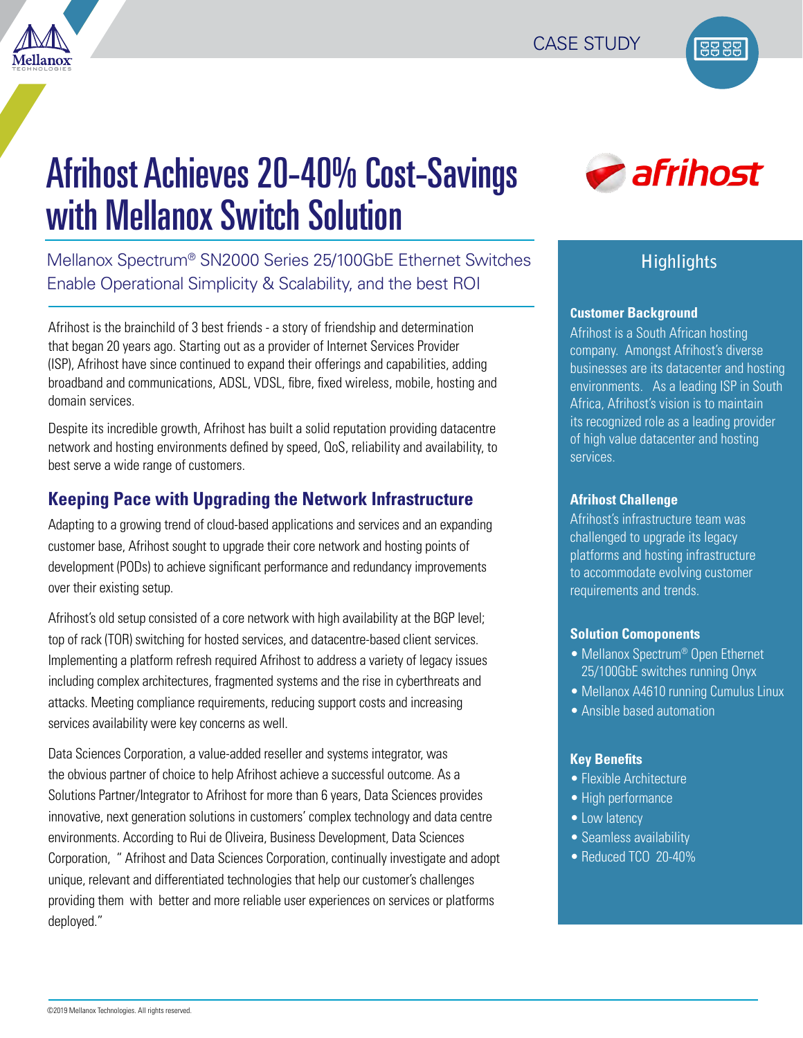CASE STUDY

# Afrihost Achieves 20-40% Cost-Savings with Mellanox Switch Solution

Mellanox Spectrum® SN2000 Series 25/100GbE Ethernet Switches Enable Operational Simplicity & Scalability, and the best ROI

Afrihost is the brainchild of 3 best friends - a story of friendship and determination that began 20 years ago. Starting out as a provider of Internet Services Provider (ISP), Afrihost have since continued to expand their offerings and capabilities, adding broadband and communications, ADSL, VDSL, fibre, fixed wireless, mobile, hosting and domain services.

Despite its incredible growth, Afrihost has built a solid reputation providing datacentre network and hosting environments defined by speed, QoS, reliability and availability, to best serve a wide range of customers.

## Keeping Pace with Upgrading the Network Infrastructure

Adapting to a growing trend of cloud-based applications and services and an expanding customer base, Afrihost sought to upgrade their core network and hosting points of development (PODs) to achieve significant performance and redundancy improvements over their existing setup.

Afrihost's old setup consisted of a core network with high availability at the BGP level; top of rack (TOR) switching for hosted services, and datacentre-based client services. Implementing a platform refresh required Afrihost to address a variety of legacy issues including complex architectures, fragmented systems and the rise in cyberthreats and attacks. Meeting compliance requirements, reducing support costs and increasing services availability were key concerns as well.

Data Sciences Corporation, a value-added reseller and systems integrator, was the obvious partner of choice to help Afrihost achieve a successful outcome. As a Solutions Partner/Integrator to Afrihost for more than 6 years, Data Sciences provides innovative, next generation solutions in customers' complex technology and data centre environments. According to Rui de Oliveira, Business Development, Data Sciences Corporation, " Afrihost and Data Sciences Corporation, continually investigate and adopt unique, relevant and differentiated technologies that help our customer's challenges providing them with better and more reliable user experiences on services or platforms deployed."

## Highlights

**Customer Background**

Afrihost is a South African hosting company. Amongst Afrihost's diverse businesses are its datacenter and hosting environments. As a leading ISP in South Africa, Afrihost's vision is to maintain its recognized role as a leading provider of high value datacenter and hosting services.

**Afrihost Challenge**

Afrihost's infrastructure team was challenged to upgrade its legacy platforms and hosting infrastructure to accommodate evolving customer requirements and trends.

**Solution Comoponents**

- Mellanox Spectrum® Open Ethernet 25/100GbE switches running Onyx
- Mellanox A4610 running Cumulus Linux
- Ansible based automation

**Key Benefits**

- Flexible Architecture
- High performance
- Low latency
- Seamless availability
- Reduced TCO 20-40%

©2019 Mellanox Technologies. All rights reserved.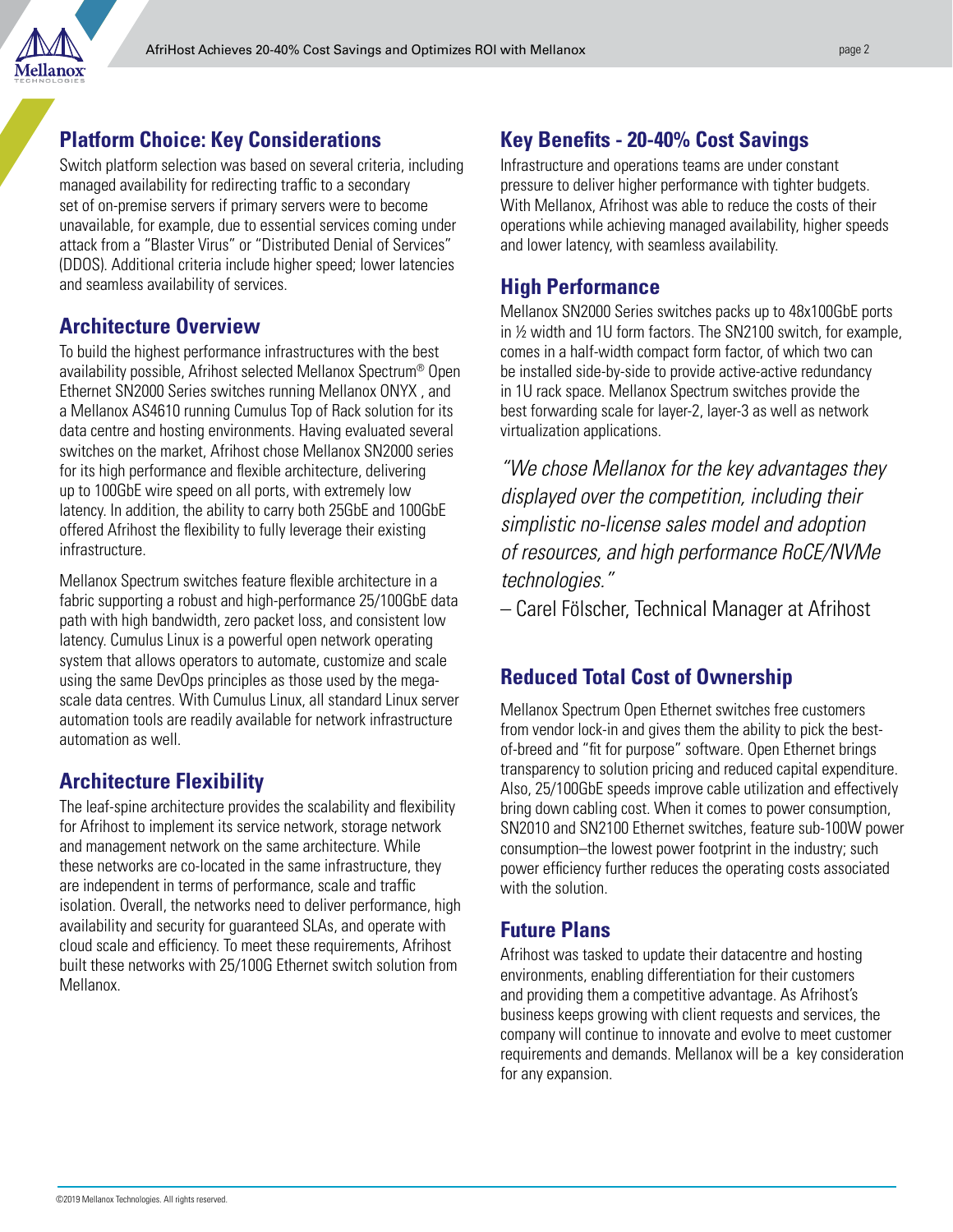## Platform Choice: Key Considerations

Switch platform selection was based on several criteria, including managed availability for redirecting traffic to a secondary set of on-premise servers if primary servers were to become unavailable, for example, due to essential services coming under attack from a "Blaster Virus" or "Distributed Denial of Services" (DDOS). Additional criteria include higher speed; lower latencies and seamless availability of services.

## Architecture Overview

To build the highest performance infrastructures with the best availability possible, Afrihost selected Mellanox Spectrum® Open Ethernet SN2000 Series switches running Mellanox ONYX , and a Mellanox AS4610 running Cumulus Top of Rack solution for its data centre and hosting environments. Having evaluated several switches on the market, Afrihost chose Mellanox SN2000 series for its high performance and flexible architecture, delivering up to 100GbE wire speed on all ports, with extremely low latency. In addition, the ability to carry both 25GbE and 100GbE offered Afrihost the flexibility to fully leverage their existing infrastructure.

Mellanox Spectrum switches feature flexible architecture in a fabric supporting a robust and high-performance 25/100GbE data path with high bandwidth, zero packet loss, and consistent low latency. Cumulus Linux is a powerful open network operating system that allows operators to automate, customize and scale using the same DevOps principles as those used by the mega-scale data centres. With Cumulus Linux, all standard Linux server automation tools are readily available for network infrastructure automation as well.

## Architecture Flexibility

The leaf-spine architecture provides the scalability and flexibility for Afrihost to implement its service network, storage network and management network on the same architecture. While these networks are co-located in the same infrastructure, they are independent in terms of performance, scale and traffic isolation. Overall, the networks need to deliver performance, high availability and security for guaranteed SLAs, and operate with cloud scale and efficiency. To meet these requirements, Afrihost built these networks with 25/100G Ethernet switch solution from Mellanox.

## Key Benefits - 20-40% Cost Savings

Infrastructure and operations teams are under constant pressure to deliver higher performance with tighter budgets. With Mellanox, Afrihost was able to reduce the costs of their operations while achieving managed availability, higher speeds and lower latency, with seamless availability.

## High Performance

Mellanox SN2000 Series switches packs up to 48x100GbE ports in ½ width and 1U form factors. The SN2100 switch, for example, comes in a half-width compact form factor, of which two can be installed side-by-side to provide active-active redundancy in 1U rack space. Mellanox Spectrum switches provide the best forwarding scale for layer-2, layer-3 as well as network virtualization applications.

*"We chose Mellanox for the key advantages they displayed over the competition, including their simplistic no-license sales model and adoption of resources, and high performance RoCE/NVMe technologies."*

– Carel Fölscher, Technical Manager at Afrihost

## Reduced Total Cost of Ownership

Mellanox Spectrum Open Ethernet switches free customers from vendor lock-in and gives them the ability to pick the best-of-breed and "fit for purpose" software. Open Ethernet brings transparency to solution pricing and reduced capital expenditure. Also, 25/100GbE speeds improve cable utilization and effectively bring down cabling cost. When it comes to power consumption, SN2010 and SN2100 Ethernet switches, feature sub-100W power consumption–the lowest power footprint in the industry; such power efficiency further reduces the operating costs associated with the solution.

## Future Plans

Afrihost was tasked to update their datacentre and hosting environments, enabling differentiation for their customers and providing them a competitive advantage. As Afrihost's business keeps growing with client requests and services, the company will continue to innovate and evolve to meet customer requirements and demands. Mellanox will be a key consideration for any expansion.

©2019 Mellanox Technologies. All rights reserved.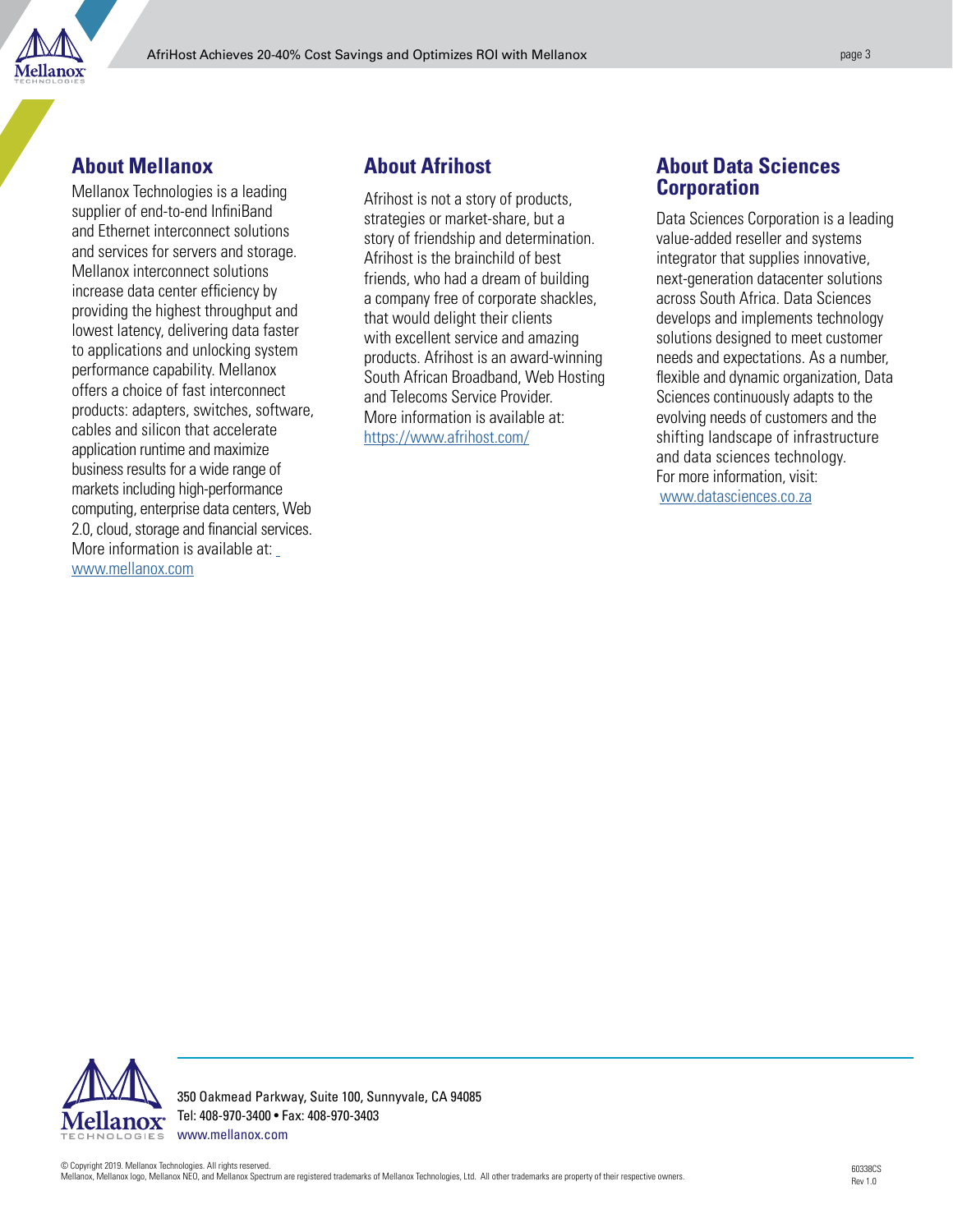## About Mellanox

Mellanox Technologies is a leading supplier of end-to-end InfiniBand and Ethernet interconnect solutions and services for servers and storage. Mellanox interconnect solutions increase data center efficiency by providing the highest throughput and lowest latency, delivering data faster to applications and unlocking system performance capability. Mellanox offers a choice of fast interconnect products: adapters, switches, software, cables and silicon that accelerate application runtime and maximize business results for a wide range of markets including high-performance computing, enterprise data centers, Web 2.0, cloud, storage and financial services. More information is available at: www.mellanox.com

## About Afrihost

Afrihost is not a story of products, strategies or market-share, but a story of friendship and determination. Afrihost is the brainchild of best friends, who had a dream of building a company free of corporate shackles, that would delight their clients with excellent service and amazing products. Afrihost is an award-winning South African Broadband, Web Hosting and Telecoms Service Provider. More information is available at: https://www.afrihost.com/

## About Data Sciences Corporation

Data Sciences Corporation is a leading value-added reseller and systems integrator that supplies innovative, next-generation datacenter solutions across South Africa. Data Sciences develops and implements technology solutions designed to meet customer needs and expectations. As a number, flexible and dynamic organization, Data Sciences continuously adapts to the evolving needs of customers and the shifting landscape of infrastructure and data sciences technology. For more information, visit: www.datasciences.co.za

350 Oakmead Parkway, Suite 100, Sunnyvale, CA 94085
Tel: 408-970-3400 • Fax: 408-970-3403
www.mellanox.com

© Copyright 2019. Mellanox Technologies. All rights reserved.
Mellanox, Mellanox logo, Mellanox NEO, and Mellanox Spectrum are registered trademarks of Mellanox Technologies, Ltd. All other trademarks are property of their respective owners.

60338CS
Rev 1.0